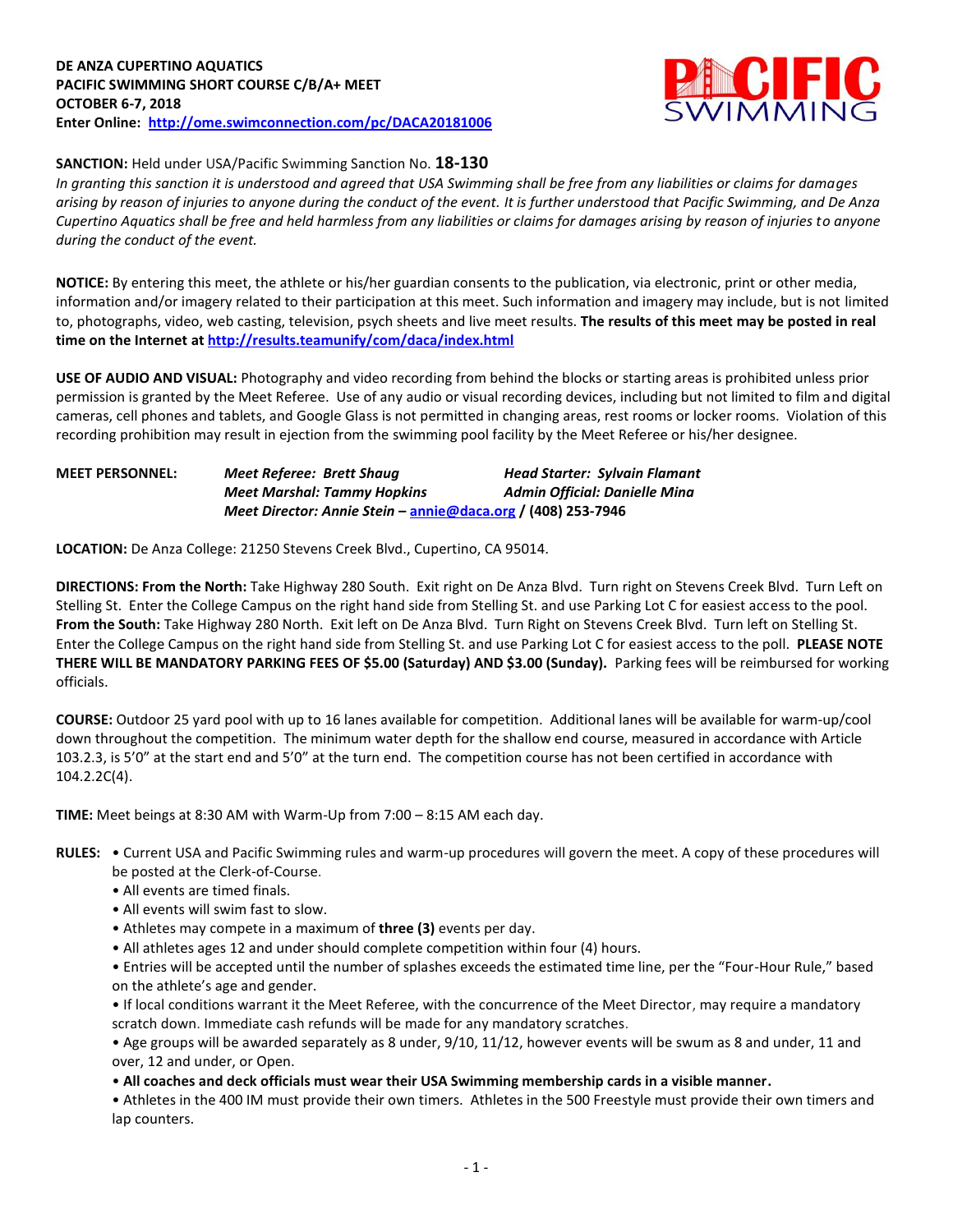**DE ANZA CUPERTINO AQUATICS**
**PACIFIC SWIMMING SHORT COURSE C/B/A+ MEET**
**OCTOBER 6-7, 2018**
**Enter Online: [http://ome.swimconnection.com/pc/DACA20181006](http://ome.swimconnection.com/pc/DACA20181006)**

PACIFIC SWIMMING

**SANCTION:** Held under USA/Pacific Swimming Sanction No. **18-130**

*In granting this sanction it is understood and agreed that USA Swimming shall be free from any liabilities or claims for damages arising by reason of injuries to anyone during the conduct of the event. It is further understood that Pacific Swimming, and De Anza Cupertino Aquatics shall be free and held harmless from any liabilities or claims for damages arising by reason of injuries to anyone during the conduct of the event.*

**NOTICE:** By entering this meet, the athlete or his/her guardian consents to the publication, via electronic, print or other media, information and/or imagery related to their participation at this meet. Such information and imagery may include, but is not limited to, photographs, video, web casting, television, psych sheets and live meet results. **The results of this meet may be posted in real time on the Internet at [http://results.teamunify/com/daca/index.html](http://results.teamunify/com/daca/index.html)**

**USE OF AUDIO AND VISUAL:** Photography and video recording from behind the blocks or starting areas is prohibited unless prior permission is granted by the Meet Referee. Use of any audio or visual recording devices, including but not limited to film and digital cameras, cell phones and tablets, and Google Glass is not permitted in changing areas, rest rooms or locker rooms. Violation of this recording prohibition may result in ejection from the swimming pool facility by the Meet Referee or his/her designee.

**MEET PERSONNEL:** *Meet Referee: Brett Shaug* — *Head Starter: Sylvain Flamant*
*Meet Marshal: Tammy Hopkins* — *Admin Official: Danielle Mina*
***Meet Director: Annie Stein – [annie@daca.org](mailto:annie@daca.org) / (408) 253-7946***

**LOCATION:** De Anza College: 21250 Stevens Creek Blvd., Cupertino, CA 95014.

**DIRECTIONS: From the North:** Take Highway 280 South. Exit right on De Anza Blvd. Turn right on Stevens Creek Blvd. Turn Left on Stelling St. Enter the College Campus on the right hand side from Stelling St. and use Parking Lot C for easiest access to the pool. **From the South:** Take Highway 280 North. Exit left on De Anza Blvd. Turn Right on Stevens Creek Blvd. Turn left on Stelling St. Enter the College Campus on the right hand side from Stelling St. and use Parking Lot C for easiest access to the poll. **PLEASE NOTE THERE WILL BE MANDATORY PARKING FEES OF $5.00 (Saturday) AND $3.00 (Sunday).** Parking fees will be reimbursed for working officials.

**COURSE:** Outdoor 25 yard pool with up to 16 lanes available for competition. Additional lanes will be available for warm-up/cool down throughout the competition. The minimum water depth for the shallow end course, measured in accordance with Article 103.2.3, is 5'0" at the start end and 5'0" at the turn end. The competition course has not been certified in accordance with 104.2.2C(4).

**TIME:** Meet beings at 8:30 AM with Warm-Up from 7:00 – 8:15 AM each day.

**RULES:**
- Current USA and Pacific Swimming rules and warm-up procedures will govern the meet. A copy of these procedures will be posted at the Clerk-of-Course.
- All events are timed finals.
- All events will swim fast to slow.
- Athletes may compete in a maximum of **three (3)** events per day.
- All athletes ages 12 and under should complete competition within four (4) hours.
- Entries will be accepted until the number of splashes exceeds the estimated time line, per the "Four-Hour Rule," based on the athlete's age and gender.
- If local conditions warrant it the Meet Referee, with the concurrence of the Meet Director, may require a mandatory scratch down. Immediate cash refunds will be made for any mandatory scratches.
- Age groups will be awarded separately as 8 under, 9/10, 11/12, however events will be swum as 8 and under, 11 and over, 12 and under, or Open.
- **All coaches and deck officials must wear their USA Swimming membership cards in a visible manner.**
- Athletes in the 400 IM must provide their own timers. Athletes in the 500 Freestyle must provide their own timers and lap counters.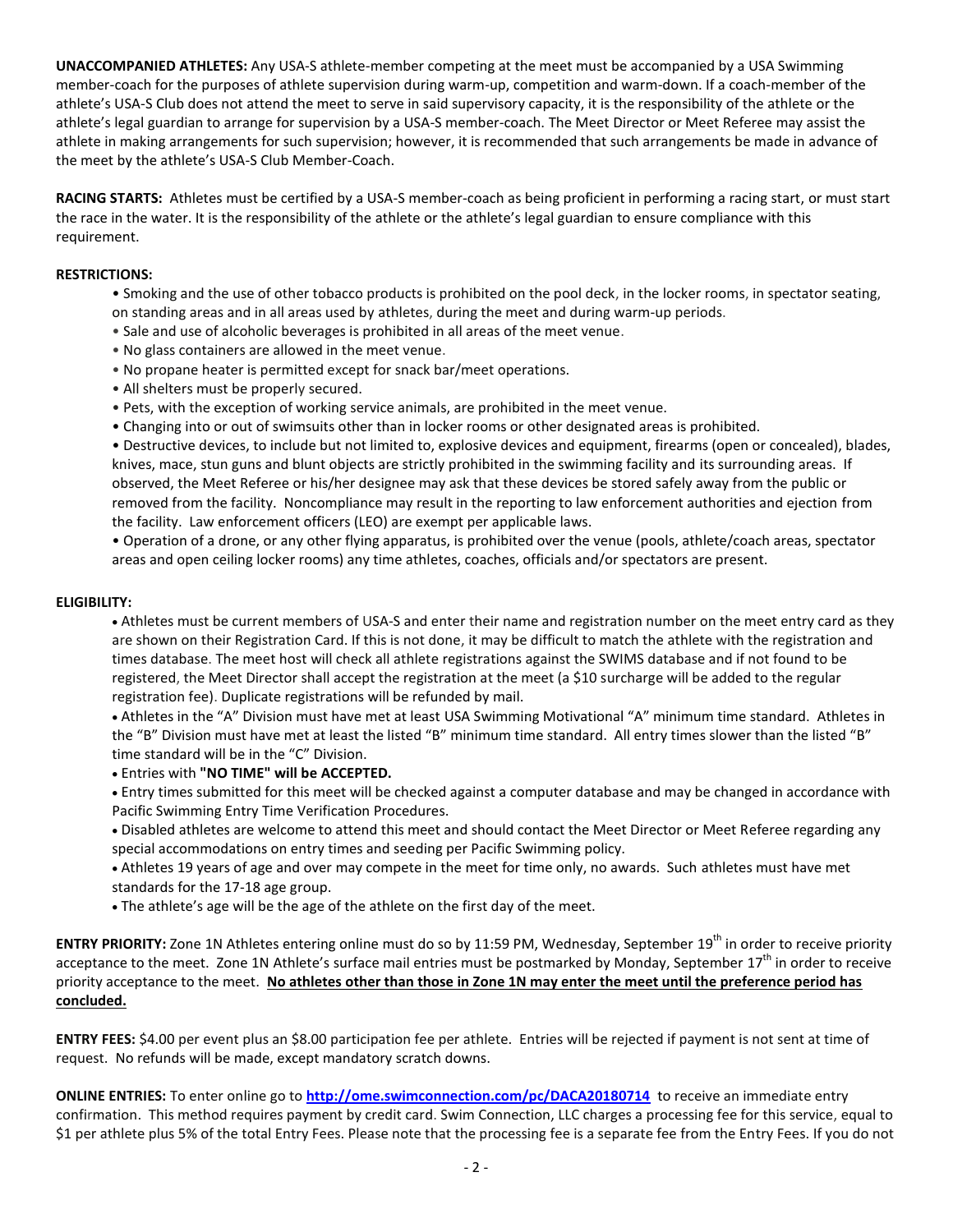**UNACCOMPANIED ATHLETES:** Any USA-S athlete-member competing at the meet must be accompanied by a USA Swimming member-coach for the purposes of athlete supervision during warm-up, competition and warm-down. If a coach-member of the athlete's USA-S Club does not attend the meet to serve in said supervisory capacity, it is the responsibility of the athlete or the athlete's legal guardian to arrange for supervision by a USA-S member-coach. The Meet Director or Meet Referee may assist the athlete in making arrangements for such supervision; however, it is recommended that such arrangements be made in advance of the meet by the athlete's USA-S Club Member-Coach.

**RACING STARTS:** Athletes must be certified by a USA-S member-coach as being proficient in performing a racing start, or must start the race in the water. It is the responsibility of the athlete or the athlete's legal guardian to ensure compliance with this requirement.

**RESTRICTIONS:**

- Smoking and the use of other tobacco products is prohibited on the pool deck, in the locker rooms, in spectator seating, on standing areas and in all areas used by athletes, during the meet and during warm-up periods.
- Sale and use of alcoholic beverages is prohibited in all areas of the meet venue.
- No glass containers are allowed in the meet venue.
- No propane heater is permitted except for snack bar/meet operations.
- All shelters must be properly secured.
- Pets, with the exception of working service animals, are prohibited in the meet venue.
- Changing into or out of swimsuits other than in locker rooms or other designated areas is prohibited.
- Destructive devices, to include but not limited to, explosive devices and equipment, firearms (open or concealed), blades, knives, mace, stun guns and blunt objects are strictly prohibited in the swimming facility and its surrounding areas. If observed, the Meet Referee or his/her designee may ask that these devices be stored safely away from the public or removed from the facility. Noncompliance may result in the reporting to law enforcement authorities and ejection from the facility. Law enforcement officers (LEO) are exempt per applicable laws.
- Operation of a drone, or any other flying apparatus, is prohibited over the venue (pools, athlete/coach areas, spectator areas and open ceiling locker rooms) any time athletes, coaches, officials and/or spectators are present.

**ELIGIBILITY:**

- Athletes must be current members of USA-S and enter their name and registration number on the meet entry card as they are shown on their Registration Card. If this is not done, it may be difficult to match the athlete with the registration and times database. The meet host will check all athlete registrations against the SWIMS database and if not found to be registered, the Meet Director shall accept the registration at the meet (a $10 surcharge will be added to the regular registration fee). Duplicate registrations will be refunded by mail.
- Athletes in the "A" Division must have met at least USA Swimming Motivational "A" minimum time standard. Athletes in the "B" Division must have met at least the listed "B" minimum time standard. All entry times slower than the listed "B" time standard will be in the "C" Division.
- Entries with **"NO TIME" will be ACCEPTED.**
- Entry times submitted for this meet will be checked against a computer database and may be changed in accordance with Pacific Swimming Entry Time Verification Procedures.
- Disabled athletes are welcome to attend this meet and should contact the Meet Director or Meet Referee regarding any special accommodations on entry times and seeding per Pacific Swimming policy.
- Athletes 19 years of age and over may compete in the meet for time only, no awards. Such athletes must have met standards for the 17-18 age group.
- The athlete's age will be the age of the athlete on the first day of the meet.

**ENTRY PRIORITY:** Zone 1N Athletes entering online must do so by 11:59 PM, Wednesday, September 19th in order to receive priority acceptance to the meet. Zone 1N Athlete's surface mail entries must be postmarked by Monday, September 17th in order to receive priority acceptance to the meet. **No athletes other than those in Zone 1N may enter the meet until the preference period has concluded.**

**ENTRY FEES:** $4.00 per event plus an $8.00 participation fee per athlete. Entries will be rejected if payment is not sent at time of request. No refunds will be made, except mandatory scratch downs.

**ONLINE ENTRIES:** To enter online go to **http://ome.swimconnection.com/pc/DACA20180714** to receive an immediate entry confirmation. This method requires payment by credit card. Swim Connection, LLC charges a processing fee for this service, equal to $1 per athlete plus 5% of the total Entry Fees. Please note that the processing fee is a separate fee from the Entry Fees. If you do not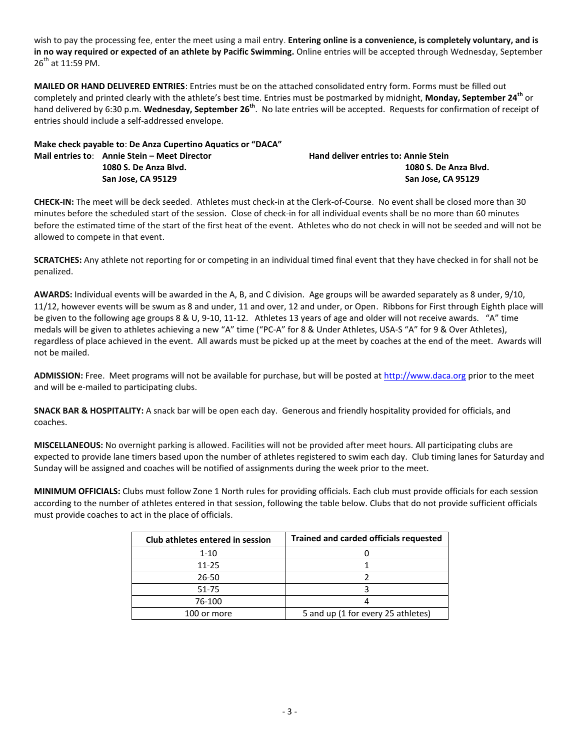wish to pay the processing fee, enter the meet using a mail entry. **Entering online is a convenience, is completely voluntary, and is in no way required or expected of an athlete by Pacific Swimming.** Online entries will be accepted through Wednesday, September 26th at 11:59 PM.

**MAILED OR HAND DELIVERED ENTRIES**: Entries must be on the attached consolidated entry form. Forms must be filled out completely and printed clearly with the athlete's best time. Entries must be postmarked by midnight, **Monday, September 24th** or hand delivered by 6:30 p.m. **Wednesday, September 26th**. No late entries will be accepted. Requests for confirmation of receipt of entries should include a self-addressed envelope.

**Make check payable to**: **De Anza Cupertino Aquatics or "DACA"**

**Mail entries to**: **Annie Stein – Meet Director**
**1080 S. De Anza Blvd.**
**San Jose, CA 95129**

**Hand deliver entries to: Annie Stein**
**1080 S. De Anza Blvd.**
**San Jose, CA 95129**

**CHECK-IN:** The meet will be deck seeded. Athletes must check-in at the Clerk-of-Course. No event shall be closed more than 30 minutes before the scheduled start of the session. Close of check-in for all individual events shall be no more than 60 minutes before the estimated time of the start of the first heat of the event. Athletes who do not check in will not be seeded and will not be allowed to compete in that event.

**SCRATCHES:** Any athlete not reporting for or competing in an individual timed final event that they have checked in for shall not be penalized.

**AWARDS:** Individual events will be awarded in the A, B, and C division. Age groups will be awarded separately as 8 under, 9/10, 11/12, however events will be swum as 8 and under, 11 and over, 12 and under, or Open. Ribbons for First through Eighth place will be given to the following age groups 8 & U, 9-10, 11-12. Athletes 13 years of age and older will not receive awards. "A" time medals will be given to athletes achieving a new "A" time ("PC-A" for 8 & Under Athletes, USA-S "A" for 9 & Over Athletes), regardless of place achieved in the event. All awards must be picked up at the meet by coaches at the end of the meet. Awards will not be mailed.

**ADMISSION:** Free. Meet programs will not be available for purchase, but will be posted at http://www.daca.org prior to the meet and will be e-mailed to participating clubs.

**SNACK BAR & HOSPITALITY:** A snack bar will be open each day. Generous and friendly hospitality provided for officials, and coaches.

**MISCELLANEOUS:** No overnight parking is allowed. Facilities will not be provided after meet hours. All participating clubs are expected to provide lane timers based upon the number of athletes registered to swim each day. Club timing lanes for Saturday and Sunday will be assigned and coaches will be notified of assignments during the week prior to the meet.

**MINIMUM OFFICIALS:** Clubs must follow Zone 1 North rules for providing officials. Each club must provide officials for each session according to the number of athletes entered in that session, following the table below. Clubs that do not provide sufficient officials must provide coaches to act in the place of officials.

| Club athletes entered in session | Trained and carded officials requested |
|---|---|
| 1-10 | 0 |
| 11-25 | 1 |
| 26-50 | 2 |
| 51-75 | 3 |
| 76-100 | 4 |
| 100 or more | 5 and up (1 for every 25 athletes) |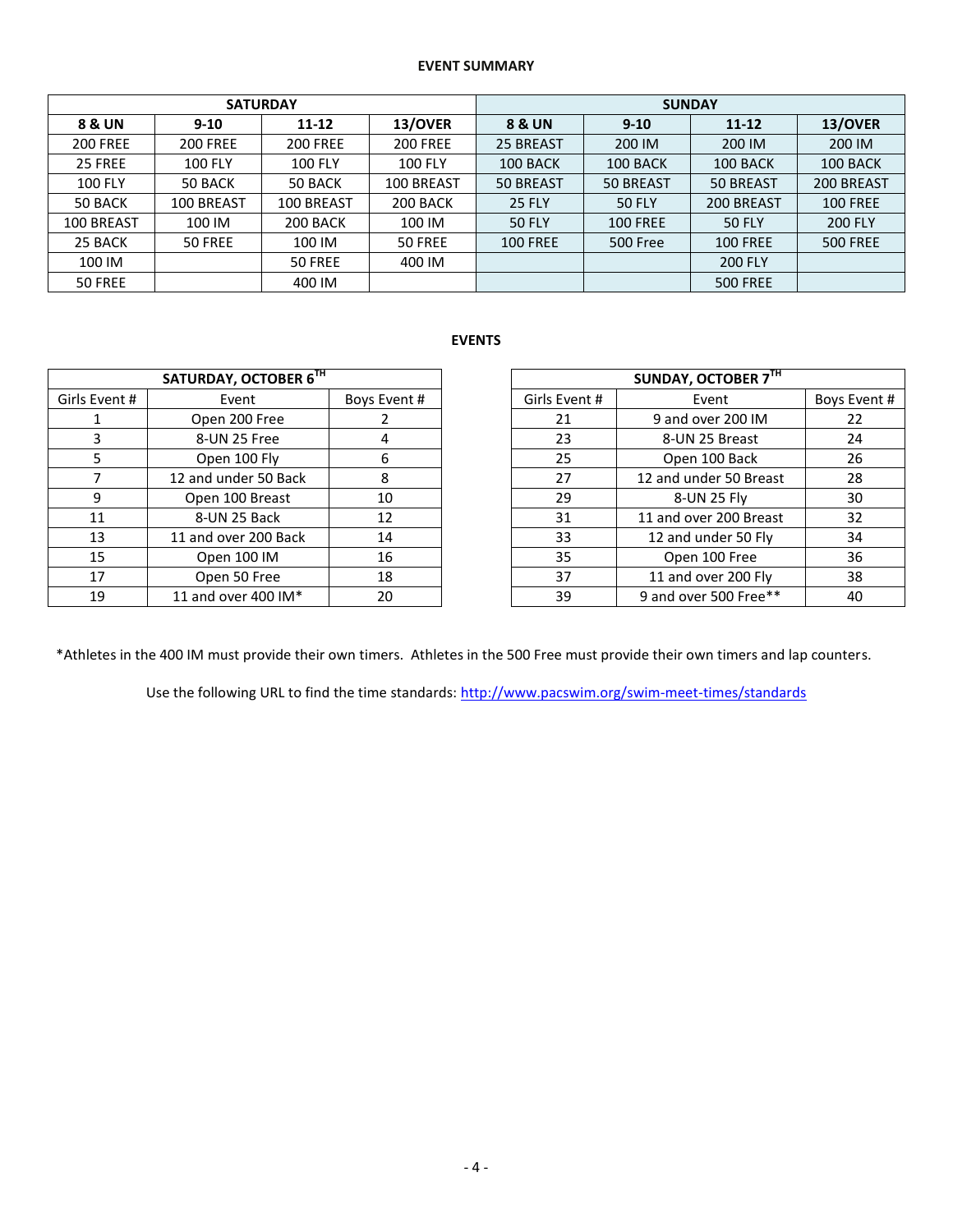**EVENT SUMMARY**

| SATURDAY | | | | SUNDAY | | | |
|---|---|---|---|---|---|---|---|
| **8 & UN** | **9-10** | **11-12** | **13/OVER** | **8 & UN** | **9-10** | **11-12** | **13/OVER** |
| 200 FREE | 200 FREE | 200 FREE | 200 FREE | 25 BREAST | 200 IM | 200 IM | 200 IM |
| 25 FREE | 100 FLY | 100 FLY | 100 FLY | 100 BACK | 100 BACK | 100 BACK | 100 BACK |
| 100 FLY | 50 BACK | 50 BACK | 100 BREAST | 50 BREAST | 50 BREAST | 50 BREAST | 200 BREAST |
| 50 BACK | 100 BREAST | 100 BREAST | 200 BACK | 25 FLY | 50 FLY | 200 BREAST | 100 FREE |
| 100 BREAST | 100 IM | 200 BACK | 100 IM | 50 FLY | 100 FREE | 50 FLY | 200 FLY |
| 25 BACK | 50 FREE | 100 IM | 50 FREE | 100 FREE | 500 Free | 100 FREE | 500 FREE |
| 100 IM | | 50 FREE | 400 IM | | | 200 FLY | |
| 50 FREE | | 400 IM | | | | 500 FREE | |

**EVENTS**

| SATURDAY, OCTOBER 6TH | | |
|---|---|---|
| Girls Event # | Event | Boys Event # |
| 1 | Open 200 Free | 2 |
| 3 | 8-UN 25 Free | 4 |
| 5 | Open 100 Fly | 6 |
| 7 | 12 and under 50 Back | 8 |
| 9 | Open 100 Breast | 10 |
| 11 | 8-UN 25 Back | 12 |
| 13 | 11 and over 200 Back | 14 |
| 15 | Open 100 IM | 16 |
| 17 | Open 50 Free | 18 |
| 19 | 11 and over 400 IM* | 20 |

| SUNDAY, OCTOBER 7TH | | |
|---|---|---|
| Girls Event # | Event | Boys Event # |
| 21 | 9 and over 200 IM | 22 |
| 23 | 8-UN 25 Breast | 24 |
| 25 | Open 100 Back | 26 |
| 27 | 12 and under 50 Breast | 28 |
| 29 | 8-UN 25 Fly | 30 |
| 31 | 11 and over 200 Breast | 32 |
| 33 | 12 and under 50 Fly | 34 |
| 35 | Open 100 Free | 36 |
| 37 | 11 and over 200 Fly | 38 |
| 39 | 9 and over 500 Free** | 40 |

*Athletes in the 400 IM must provide their own timers. Athletes in the 500 Free must provide their own timers and lap counters.

Use the following URL to find the time standards: http://www.pacswim.org/swim-meet-times/standards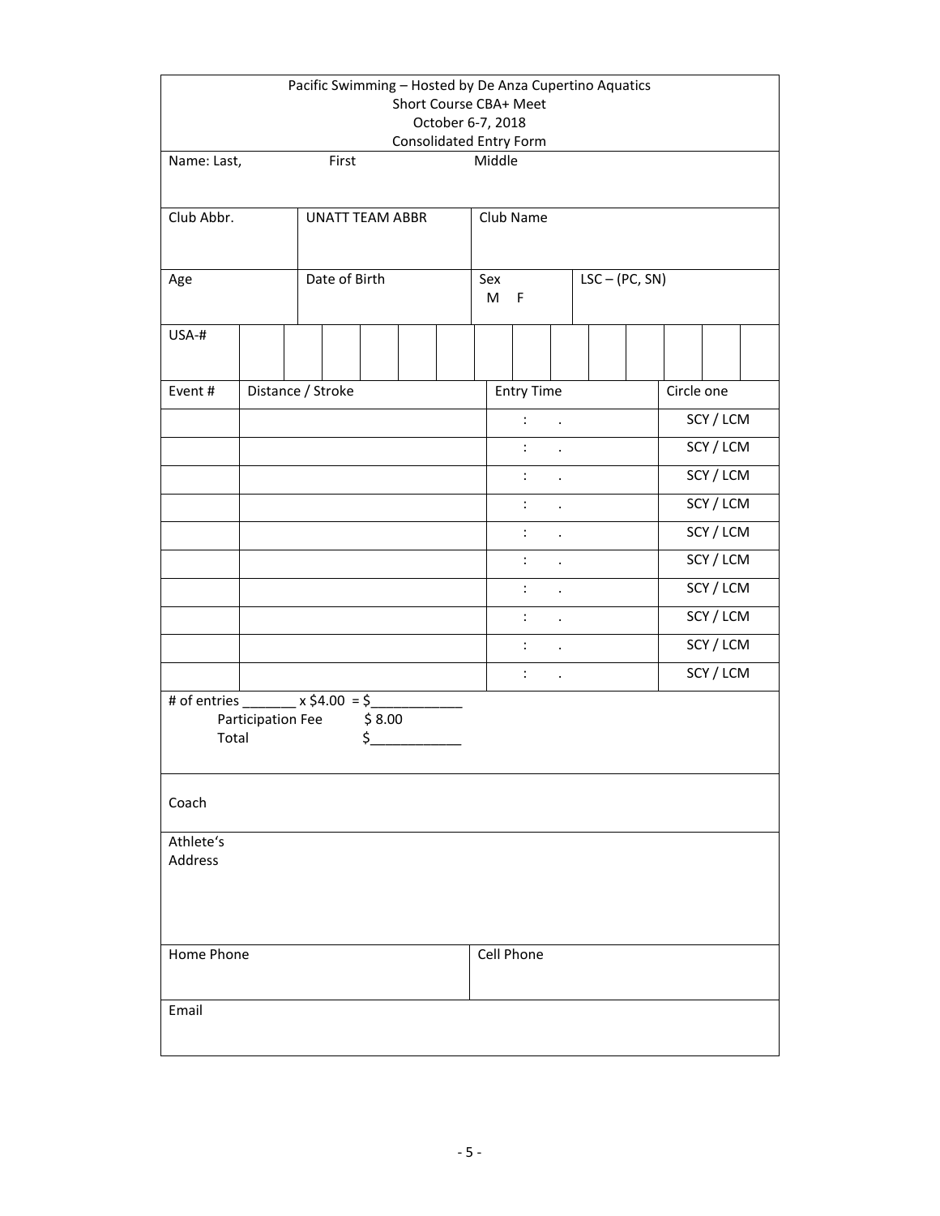Pacific Swimming – Hosted by De Anza Cupertino Aquatics
Short Course CBA+ Meet
October 6-7, 2018
Consolidated Entry Form

| | | | |
|---|---|---|---|
| Name: Last, | First | Middle | |
| Club Abbr. | UNATT TEAM ABBR | Club Name | |
| Age | Date of Birth | Sex M F | LSC – (PC, SN) |

| | | | | | | | | | | | | | |
|---|---|---|---|---|---|---|---|---|---|---|---|---|---|
| USA-# | | | | | | | | | | | | | |

| Event # | Distance / Stroke | Entry Time | Circle one |
|---|---|---|---|
| | | : . | SCY / LCM |
| | | : . | SCY / LCM |
| | | : . | SCY / LCM |
| | | : . | SCY / LCM |
| | | : . | SCY / LCM |
| | | : . | SCY / LCM |
| | | : . | SCY / LCM |
| | | : . | SCY / LCM |
| | | : . | SCY / LCM |
| | | : . | SCY / LCM |

# of entries _______ x $4.00 = $____________
Participation Fee $ 8.00
Total $____________

Coach

Athlete's Address

| | |
|---|---|
| Home Phone | Cell Phone |

Email